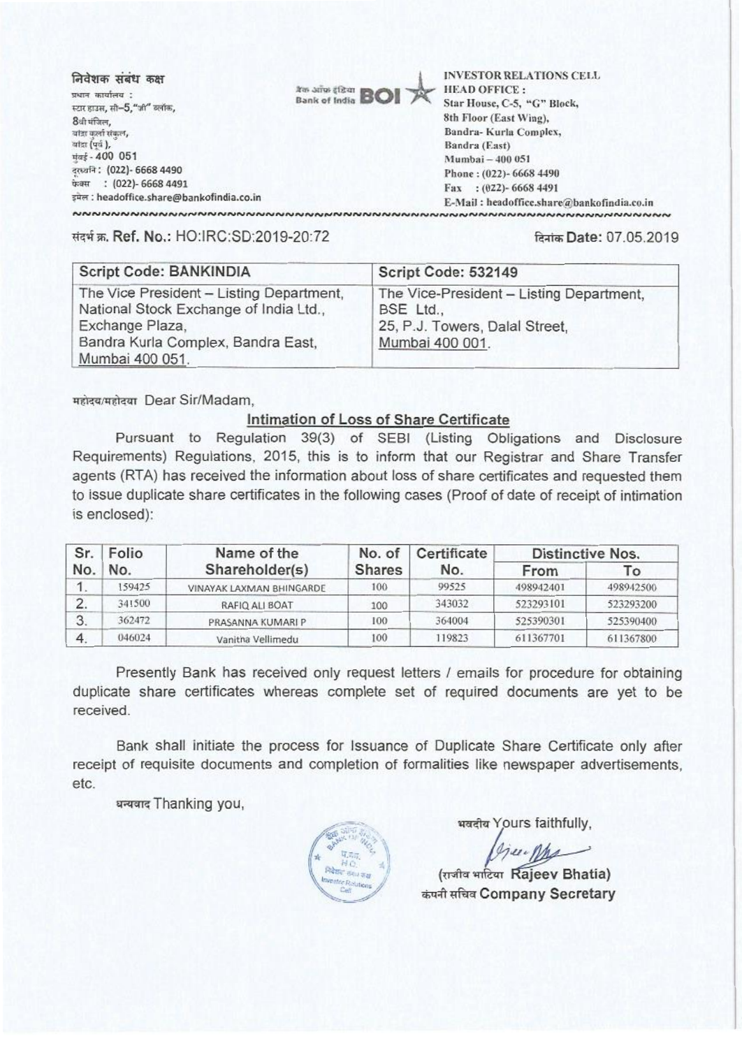निवेशक संबंध कक्ष
प्रधान कार्यालय :
स्टार हाउस, सी–5, "जी" ब्लॉक,
8वी मंजिल,
बांद्रा कुर्ला संकुल,
बांद्रा (पूर्व),
मुंबई - 400 051
दूरध्वनि : (022)- 6668 4490
फैक्स : (022)- 6668 4491
इमेल : headoffice.share@bankofindia.co.in

बैंक ऑफ इंडिया Bank of India BOI

INVESTOR RELATIONS CELL
HEAD OFFICE :
Star House, C-5, "G" Block,
8th Floor (East Wing),
Bandra- Kurla Complex,
Bandra (East)
Mumbai – 400 051
Phone : (022)- 6668 4490
Fax : (022)- 6668 4491
E-Mail : headoffice.share@bankofindia.co.in

संदर्भ क्र. **Ref. No.**: HO:IRC:SD:2019-20:72

दिनांक **Date:** 07.05.2019

| Script Code: BANKINDIA | Script Code: 532149 |
|---|---|
| The Vice President – Listing Department, National Stock Exchange of India Ltd., Exchange Plaza, Bandra Kurla Complex, Bandra East, Mumbai 400 051. | The Vice-President – Listing Department, BSE Ltd., 25, P.J. Towers, Dalal Street, Mumbai 400 001. |

महोदय/महोदया Dear Sir/Madam,

## Intimation of Loss of Share Certificate

Pursuant to Regulation 39(3) of SEBI (Listing Obligations and Disclosure Requirements) Regulations, 2015, this is to inform that our Registrar and Share Transfer agents (RTA) has received the information about loss of share certificates and requested them to issue duplicate share certificates in the following cases (Proof of date of receipt of intimation is enclosed):

| Sr. No. | Folio No. | Name of the Shareholder(s) | No. of Shares | Certificate No. | Distinctive Nos. | |
|---|---|---|---|---|---|---|
| | | | | | From | To |
| 1. | 159425 | VINAYAK LAXMAN BHINGARDE | 100 | 99525 | 498942401 | 498942500 |
| 2. | 341500 | RAFIQ ALI BOAT | 100 | 343032 | 523293101 | 523293200 |
| 3. | 362472 | PRASANNA KUMARI P | 100 | 364004 | 525390301 | 525390400 |
| 4. | 046024 | Vanitha Vellimedu | 100 | 119823 | 611367701 | 611367800 |

Presently Bank has received only request letters / emails for procedure for obtaining duplicate share certificates whereas complete set of required documents are yet to be received.

Bank shall initiate the process for Issuance of Duplicate Share Certificate only after receipt of requisite documents and completion of formalities like newspaper advertisements, etc.

धन्यवाद Thanking you,

भवदीय Yours faithfully,

(राजीव भाटिया **Rajeev Bhatia**)
कंपनी सचिव **Company Secretary**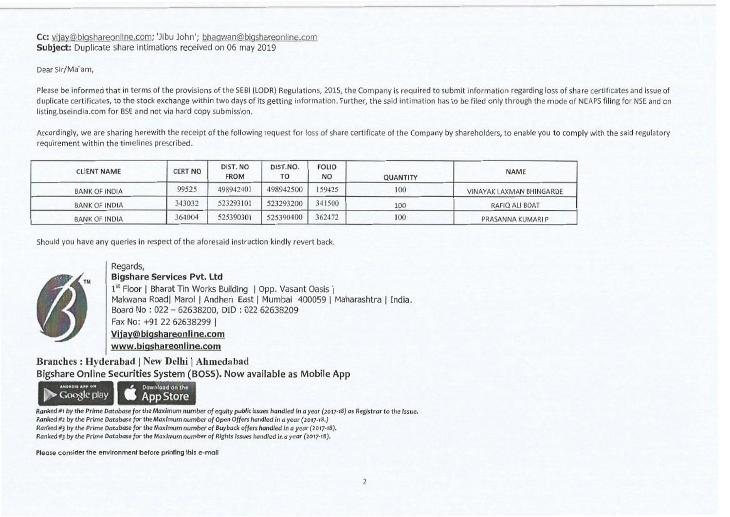**Cc:** vijay@bigshareonline.com; 'Jibu John'; bhagwan@bigshareonline.com
**Subject:** Duplicate share intimations received on 06 may 2019

Dear Sir/Ma'am,

Please be informed that in terms of the provisions of the SEBI (LODR) Regulations, 2015, the Company is required to submit information regarding loss of share certificates and issue of duplicate certificates, to the stock exchange within two days of its getting information. Further, the said intimation has to be filed only through the mode of NEAPS filing for NSE and on listing.bseindia.com for BSE and not via hard copy submission.

Accordingly, we are sharing herewith the receipt of the following request for loss of share certificate of the Company by shareholders, to enable you to comply with the said regulatory requirement within the timelines prescribed.

| CLIENT NAME | CERT NO | DIST. NO FROM | DIST.NO. TO | FOLIO NO | QUANTITY | NAME |
|---|---|---|---|---|---|---|
| BANK OF INDIA | 99525 | 498942401 | 498942500 | 159425 | 100 | VINAYAK LAXMAN BHINGARDE |
| BANK OF INDIA | 343032 | 523293101 | 523293200 | 341500 | 100 | RAFIQ ALI BOAT |
| BANK OF INDIA | 364004 | 525390301 | 525390400 | 362472 | 100 | PRASANNA KUMARI P |

Should you have any queries in respect of the aforesaid instruction kindly revert back.

Regards,
**Bigshare Services Pvt. Ltd**
1st Floor | Bharat Tin Works Building | Opp. Vasant Oasis |
Makwana Road| Marol | Andheri East | Mumbai 400059 | Maharashtra | India.
Board No : 022 – 62638200, DID : 022 62638209
Fax No: +91 22 62638299 |
**Vijay@bigshareonline.com**
**www.bigshareonline.com**

**Branches : Hyderabad | New Delhi | Ahmedabad**
**Bigshare Online Securities System (BOSS). Now available as Mobile App**

ANDROID APP ON Google play | Download on the App Store

*Ranked #1 by the Prime Database for the Maximum number of equity public issues handled in a year (2017-18) as Registrar to the Issue.*
*Ranked #2 by the Prime Database for the Maximum number of Open Offers handled in a year (2017-18.)*
*Ranked #3 by the Prime Database for the Maximum number of Buyback offers handled in a year (2017-18).*
*Ranked #3 by the Prime Database for the Maximum number of Rights Issues handled in a year (2017-18).*

Please consider the environment before printing this e-mail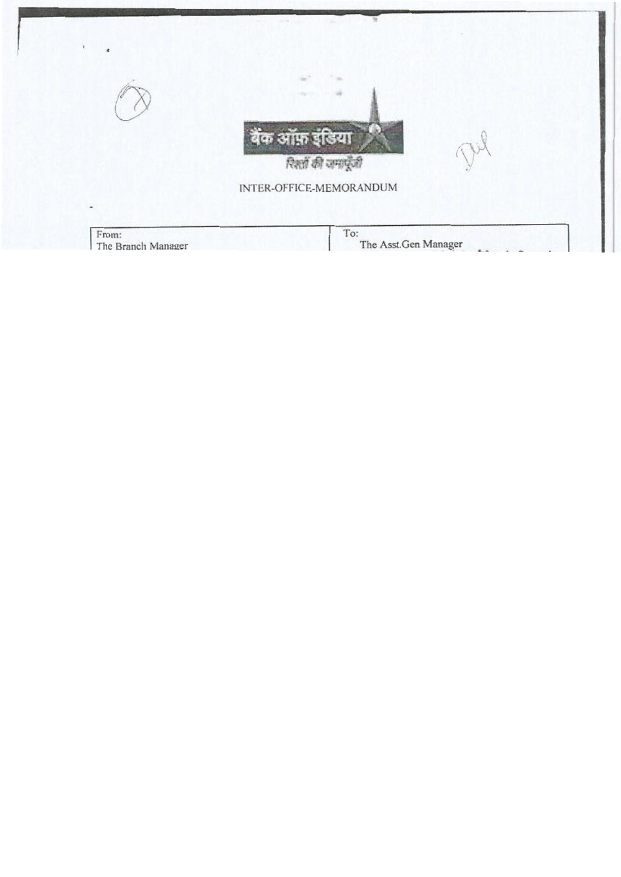बैंक ऑफ़ इंडिया

रिश्तों की जमापूँजी

INTER-OFFICE-MEMORANDUM

| | |
|---|---|
| From:<br>The Branch Manager | To:<br>The Asst.Gen Manager |